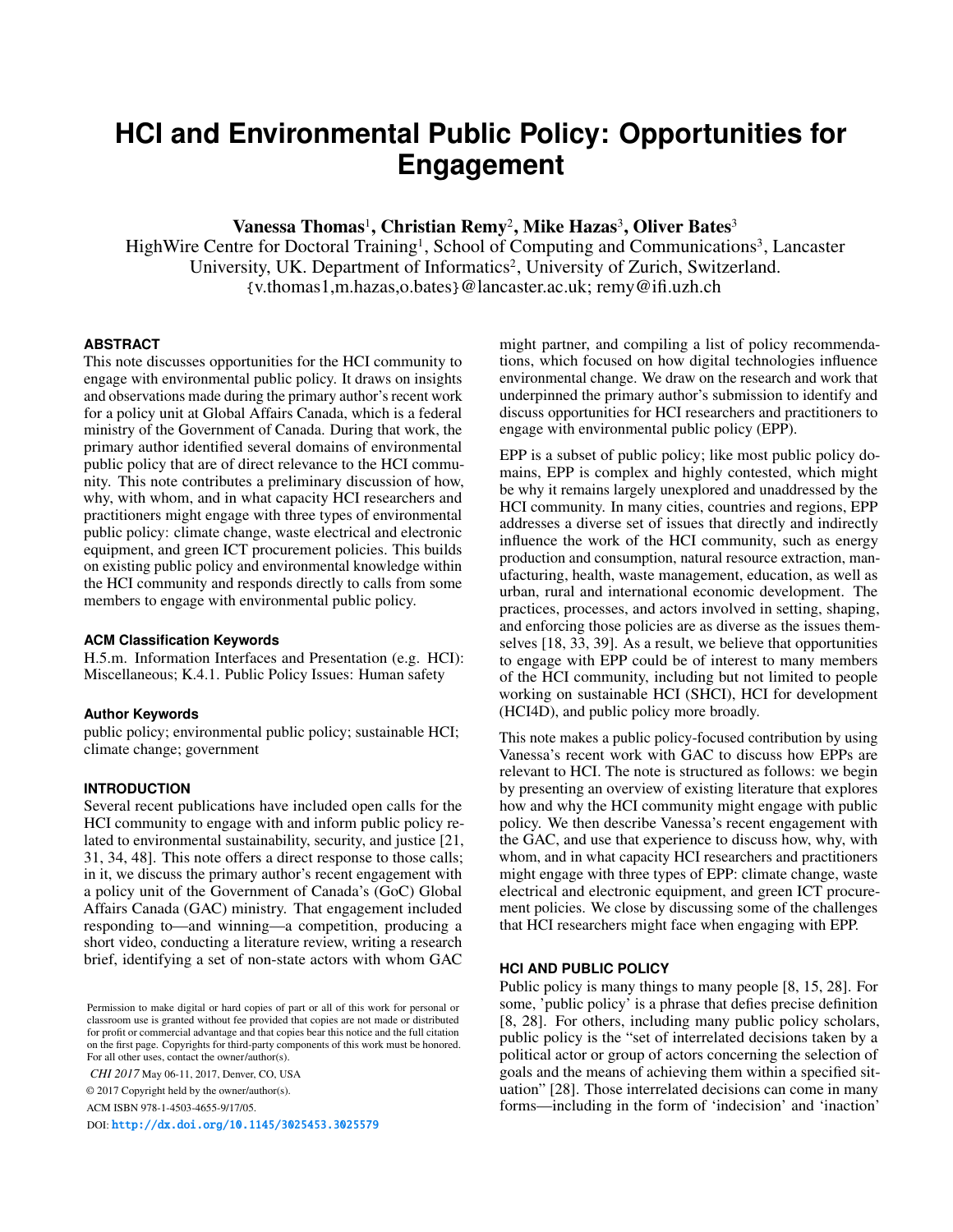# HCI and Environmental Public Policy: Opportunities for Engagement

**Vanessa Thomas[1], Christian Remy[2], Mike Hazas[3], Oliver Bates[3]**

HighWire Centre for Doctoral Training[1], School of Computing and Communications[3], Lancaster University, UK. Department of Informatics[2], University of Zurich, Switzerland.

{v.thomas1,m.hazas,o.bates}@lancaster.ac.uk; remy@ifi.uzh.ch

## ABSTRACT

This note discusses opportunities for the HCI community to engage with environmental public policy. It draws on insights and observations made during the primary author's recent work for a policy unit at Global Affairs Canada, which is a federal ministry of the Government of Canada. During that work, the primary author identified several domains of environmental public policy that are of direct relevance to the HCI community. This note contributes a preliminary discussion of how, why, with whom, and in what capacity HCI researchers and practitioners might engage with three types of environmental public policy: climate change, waste electrical and electronic equipment, and green ICT procurement policies. This builds on existing public policy and environmental knowledge within the HCI community and responds directly to calls from some members to engage with environmental public policy.

### ACM Classification Keywords

H.5.m. Information Interfaces and Presentation (e.g. HCI): Miscellaneous; K.4.1. Public Policy Issues: Human safety

### Author Keywords

public policy; environmental public policy; sustainable HCI; climate change; government

## INTRODUCTION

Several recent publications have included open calls for the HCI community to engage with and inform public policy related to environmental sustainability, security, and justice [21, 31, 34, 48]. This note offers a direct response to those calls; in it, we discuss the primary author's recent engagement with a policy unit of the Government of Canada's (GoC) Global Affairs Canada (GAC) ministry. That engagement included responding to—and winning—a competition, producing a short video, conducting a literature review, writing a research brief, identifying a set of non-state actors with whom GAC might partner, and compiling a list of policy recommendations, which focused on how digital technologies influence environmental change. We draw on the research and work that underpinned the primary author's submission to identify and discuss opportunities for HCI researchers and practitioners to engage with environmental public policy (EPP).

EPP is a subset of public policy; like most public policy domains, EPP is complex and highly contested, which might be why it remains largely unexplored and unaddressed by the HCI community. In many cities, countries and regions, EPP addresses a diverse set of issues that directly and indirectly influence the work of the HCI community, such as energy production and consumption, natural resource extraction, manufacturing, health, waste management, education, as well as urban, rural and international economic development. The practices, processes, and actors involved in setting, shaping, and enforcing those policies are as diverse as the issues themselves [18, 33, 39]. As a result, we believe that opportunities to engage with EPP could be of interest to many members of the HCI community, including but not limited to people working on sustainable HCI (SHCI), HCI for development (HCI4D), and public policy more broadly.

This note makes a public policy-focused contribution by using Vanessa's recent work with GAC to discuss how EPPs are relevant to HCI. The note is structured as follows: we begin by presenting an overview of existing literature that explores how and why the HCI community might engage with public policy. We then describe Vanessa's recent engagement with the GAC, and use that experience to discuss how, why, with whom, and in what capacity HCI researchers and practitioners might engage with three types of EPP: climate change, waste electrical and electronic equipment, and green ICT procurement policies. We close by discussing some of the challenges that HCI researchers might face when engaging with EPP.

## HCI AND PUBLIC POLICY

Public policy is many things to many people [8, 15, 28]. For some, 'public policy' is a phrase that defies precise definition [8, 28]. For others, including many public policy scholars, public policy is the "set of interrelated decisions taken by a political actor or group of actors concerning the selection of goals and the means of achieving them within a specified situation" [28]. Those interrelated decisions can come in many forms—including in the form of 'indecision' and 'inaction'

Permission to make digital or hard copies of part or all of this work for personal or classroom use is granted without fee provided that copies are not made or distributed for profit or commercial advantage and that copies bear this notice and the full citation on the first page. Copyrights for third-party components of this work must be honored. For all other uses, contact the owner/author(s).

*CHI 2017* May 06-11, 2017, Denver, CO, USA

© 2017 Copyright held by the owner/author(s).

ACM ISBN 978-1-4503-4655-9/17/05.

DOI: http://dx.doi.org/10.1145/3025453.3025579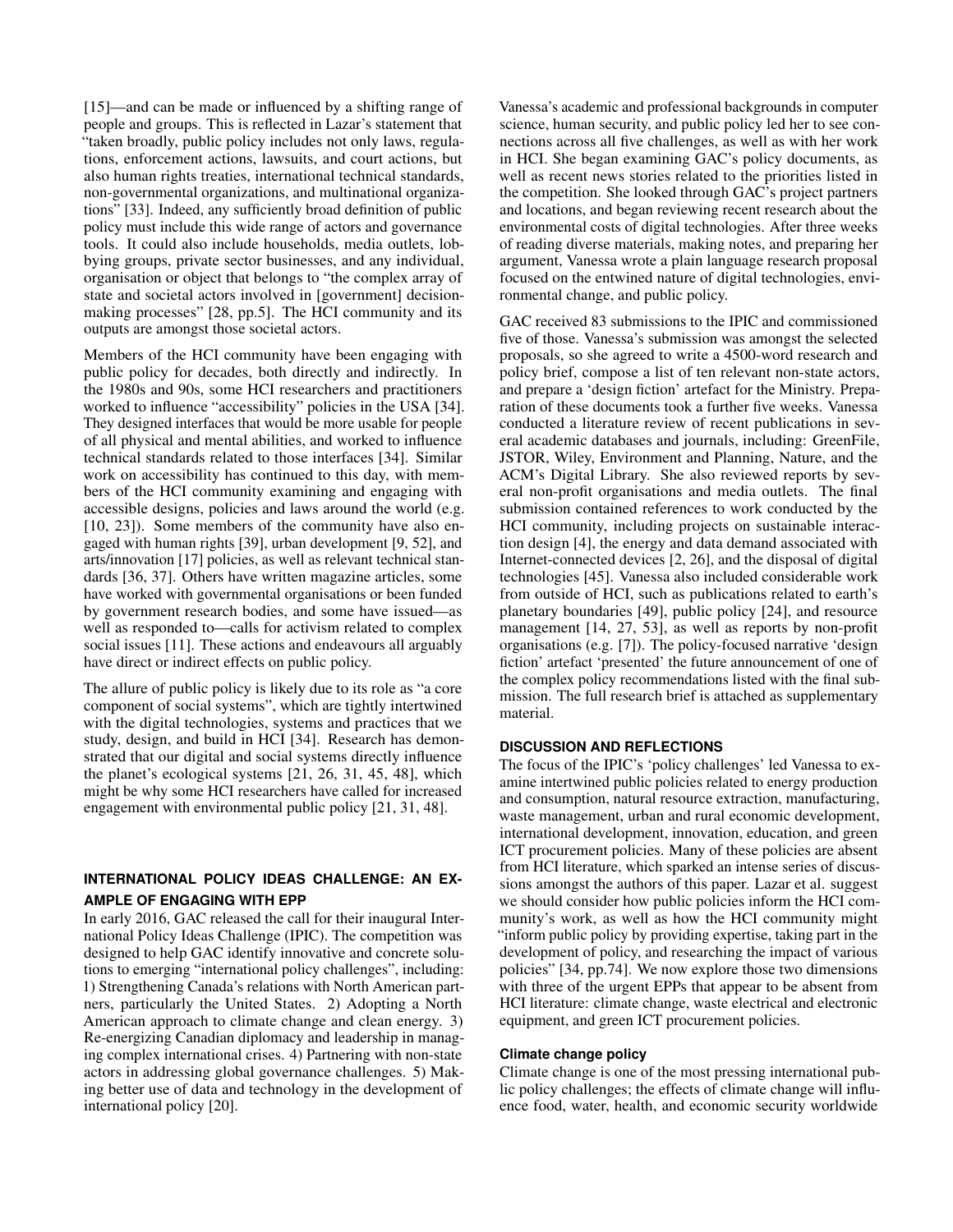[15]—and can be made or influenced by a shifting range of people and groups. This is reflected in Lazar's statement that "taken broadly, public policy includes not only laws, regulations, enforcement actions, lawsuits, and court actions, but also human rights treaties, international technical standards, non-governmental organizations, and multinational organizations" [33]. Indeed, any sufficiently broad definition of public policy must include this wide range of actors and governance tools. It could also include households, media outlets, lobbying groups, private sector businesses, and any individual, organisation or object that belongs to "the complex array of state and societal actors involved in [government] decision-making processes" [28, pp.5]. The HCI community and its outputs are amongst those societal actors.

Members of the HCI community have been engaging with public policy for decades, both directly and indirectly. In the 1980s and 90s, some HCI researchers and practitioners worked to influence "accessibility" policies in the USA [34]. They designed interfaces that would be more usable for people of all physical and mental abilities, and worked to influence technical standards related to those interfaces [34]. Similar work on accessibility has continued to this day, with members of the HCI community examining and engaging with accessible designs, policies and laws around the world (e.g. [10, 23]). Some members of the community have also engaged with human rights [39], urban development [9, 52], and arts/innovation [17] policies, as well as relevant technical standards [36, 37]. Others have written magazine articles, some have worked with governmental organisations or been funded by government research bodies, and some have issued—as well as responded to—calls for activism related to complex social issues [11]. These actions and endeavours all arguably have direct or indirect effects on public policy.

The allure of public policy is likely due to its role as "a core component of social systems", which are tightly intertwined with the digital technologies, systems and practices that we study, design, and build in HCI [34]. Research has demonstrated that our digital and social systems directly influence the planet's ecological systems [21, 26, 31, 45, 48], which might be why some HCI researchers have called for increased engagement with environmental public policy [21, 31, 48].

## INTERNATIONAL POLICY IDEAS CHALLENGE: AN EXAMPLE OF ENGAGING WITH EPP

In early 2016, GAC released the call for their inaugural International Policy Ideas Challenge (IPIC). The competition was designed to help GAC identify innovative and concrete solutions to emerging "international policy challenges", including: 1) Strengthening Canada's relations with North American partners, particularly the United States. 2) Adopting a North American approach to climate change and clean energy. 3) Re-energizing Canadian diplomacy and leadership in managing complex international crises. 4) Partnering with non-state actors in addressing global governance challenges. 5) Making better use of data and technology in the development of international policy [20].

Vanessa's academic and professional backgrounds in computer science, human security, and public policy led her to see connections across all five challenges, as well as with her work in HCI. She began examining GAC's policy documents, as well as recent news stories related to the priorities listed in the competition. She looked through GAC's project partners and locations, and began reviewing recent research about the environmental costs of digital technologies. After three weeks of reading diverse materials, making notes, and preparing her argument, Vanessa wrote a plain language research proposal focused on the entwined nature of digital technologies, environmental change, and public policy.

GAC received 83 submissions to the IPIC and commissioned five of those. Vanessa's submission was amongst the selected proposals, so she agreed to write a 4500-word research and policy brief, compose a list of ten relevant non-state actors, and prepare a 'design fiction' artefact for the Ministry. Preparation of these documents took a further five weeks. Vanessa conducted a literature review of recent publications in several academic databases and journals, including: GreenFile, JSTOR, Wiley, Environment and Planning, Nature, and the ACM's Digital Library. She also reviewed reports by several non-profit organisations and media outlets. The final submission contained references to work conducted by the HCI community, including projects on sustainable interaction design [4], the energy and data demand associated with Internet-connected devices [2, 26], and the disposal of digital technologies [45]. Vanessa also included considerable work from outside of HCI, such as publications related to earth's planetary boundaries [49], public policy [24], and resource management [14, 27, 53], as well as reports by non-profit organisations (e.g. [7]). The policy-focused narrative 'design fiction' artefact 'presented' the future announcement of one of the complex policy recommendations listed with the final submission. The full research brief is attached as supplementary material.

## DISCUSSION AND REFLECTIONS

The focus of the IPIC's 'policy challenges' led Vanessa to examine intertwined public policies related to energy production and consumption, natural resource extraction, manufacturing, waste management, urban and rural economic development, international development, innovation, education, and green ICT procurement policies. Many of these policies are absent from HCI literature, which sparked an intense series of discussions amongst the authors of this paper. Lazar et al. suggest we should consider how public policies inform the HCI community's work, as well as how the HCI community might "inform public policy by providing expertise, taking part in the development of policy, and researching the impact of various policies" [34, pp.74]. We now explore those two dimensions with three of the urgent EPPs that appear to be absent from HCI literature: climate change, waste electrical and electronic equipment, and green ICT procurement policies.

### Climate change policy

Climate change is one of the most pressing international public policy challenges; the effects of climate change will influence food, water, health, and economic security worldwide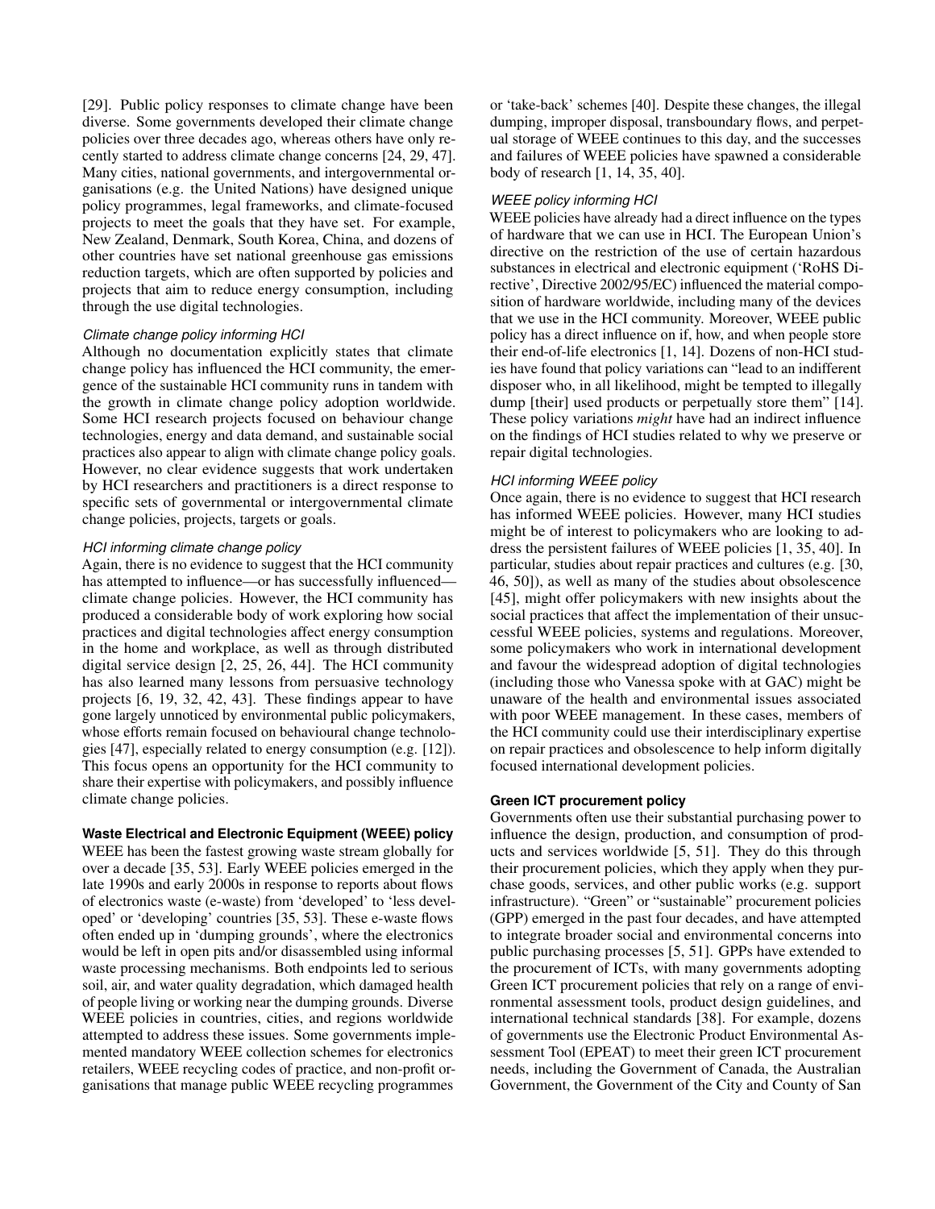[29]. Public policy responses to climate change have been diverse. Some governments developed their climate change policies over three decades ago, whereas others have only recently started to address climate change concerns [24, 29, 47]. Many cities, national governments, and intergovernmental organisations (e.g. the United Nations) have designed unique policy programmes, legal frameworks, and climate-focused projects to meet the goals that they have set. For example, New Zealand, Denmark, South Korea, China, and dozens of other countries have set national greenhouse gas emissions reduction targets, which are often supported by policies and projects that aim to reduce energy consumption, including through the use digital technologies.

#### *Climate change policy informing HCI*

Although no documentation explicitly states that climate change policy has influenced the HCI community, the emergence of the sustainable HCI community runs in tandem with the growth in climate change policy adoption worldwide. Some HCI research projects focused on behaviour change technologies, energy and data demand, and sustainable social practices also appear to align with climate change policy goals. However, no clear evidence suggests that work undertaken by HCI researchers and practitioners is a direct response to specific sets of governmental or intergovernmental climate change policies, projects, targets or goals.

#### *HCI informing climate change policy*

Again, there is no evidence to suggest that the HCI community has attempted to influence—or has successfully influenced—climate change policies. However, the HCI community has produced a considerable body of work exploring how social practices and digital technologies affect energy consumption in the home and workplace, as well as through distributed digital service design [2, 25, 26, 44]. The HCI community has also learned many lessons from persuasive technology projects [6, 19, 32, 42, 43]. These findings appear to have gone largely unnoticed by environmental public policymakers, whose efforts remain focused on behavioural change technologies [47], especially related to energy consumption (e.g. [12]). This focus opens an opportunity for the HCI community to share their expertise with policymakers, and possibly influence climate change policies.

### Waste Electrical and Electronic Equipment (WEEE) policy

WEEE has been the fastest growing waste stream globally for over a decade [35, 53]. Early WEEE policies emerged in the late 1990s and early 2000s in response to reports about flows of electronics waste (e-waste) from 'developed' to 'less developed' or 'developing' countries [35, 53]. These e-waste flows often ended up in 'dumping grounds', where the electronics would be left in open pits and/or disassembled using informal waste processing mechanisms. Both endpoints led to serious soil, air, and water quality degradation, which damaged health of people living or working near the dumping grounds. Diverse WEEE policies in countries, cities, and regions worldwide attempted to address these issues. Some governments implemented mandatory WEEE collection schemes for electronics retailers, WEEE recycling codes of practice, and non-profit organisations that manage public WEEE recycling programmes or 'take-back' schemes [40]. Despite these changes, the illegal dumping, improper disposal, transboundary flows, and perpetual storage of WEEE continues to this day, and the successes and failures of WEEE policies have spawned a considerable body of research [1, 14, 35, 40].

#### *WEEE policy informing HCI*

WEEE policies have already had a direct influence on the types of hardware that we can use in HCI. The European Union's directive on the restriction of the use of certain hazardous substances in electrical and electronic equipment ('RoHS Directive', Directive 2002/95/EC) influenced the material composition of hardware worldwide, including many of the devices that we use in the HCI community. Moreover, WEEE public policy has a direct influence on if, how, and when people store their end-of-life electronics [1, 14]. Dozens of non-HCI studies have found that policy variations can "lead to an indifferent disposer who, in all likelihood, might be tempted to illegally dump [their] used products or perpetually store them" [14]. These policy variations *might* have had an indirect influence on the findings of HCI studies related to why we preserve or repair digital technologies.

#### *HCI informing WEEE policy*

Once again, there is no evidence to suggest that HCI research has informed WEEE policies. However, many HCI studies might be of interest to policymakers who are looking to address the persistent failures of WEEE policies [1, 35, 40]. In particular, studies about repair practices and cultures (e.g. [30, 46, 50]), as well as many of the studies about obsolescence [45], might offer policymakers with new insights about the social practices that affect the implementation of their unsuccessful WEEE policies, systems and regulations. Moreover, some policymakers who work in international development and favour the widespread adoption of digital technologies (including those who Vanessa spoke with at GAC) might be unaware of the health and environmental issues associated with poor WEEE management. In these cases, members of the HCI community could use their interdisciplinary expertise on repair practices and obsolescence to help inform digitally focused international development policies.

### Green ICT procurement policy

Governments often use their substantial purchasing power to influence the design, production, and consumption of products and services worldwide [5, 51]. They do this through their procurement policies, which they apply when they purchase goods, services, and other public works (e.g. support infrastructure). "Green" or "sustainable" procurement policies (GPP) emerged in the past four decades, and have attempted to integrate broader social and environmental concerns into public purchasing processes [5, 51]. GPPs have extended to the procurement of ICTs, with many governments adopting Green ICT procurement policies that rely on a range of environmental assessment tools, product design guidelines, and international technical standards [38]. For example, dozens of governments use the Electronic Product Environmental Assessment Tool (EPEAT) to meet their green ICT procurement needs, including the Government of Canada, the Australian Government, the Government of the City and County of San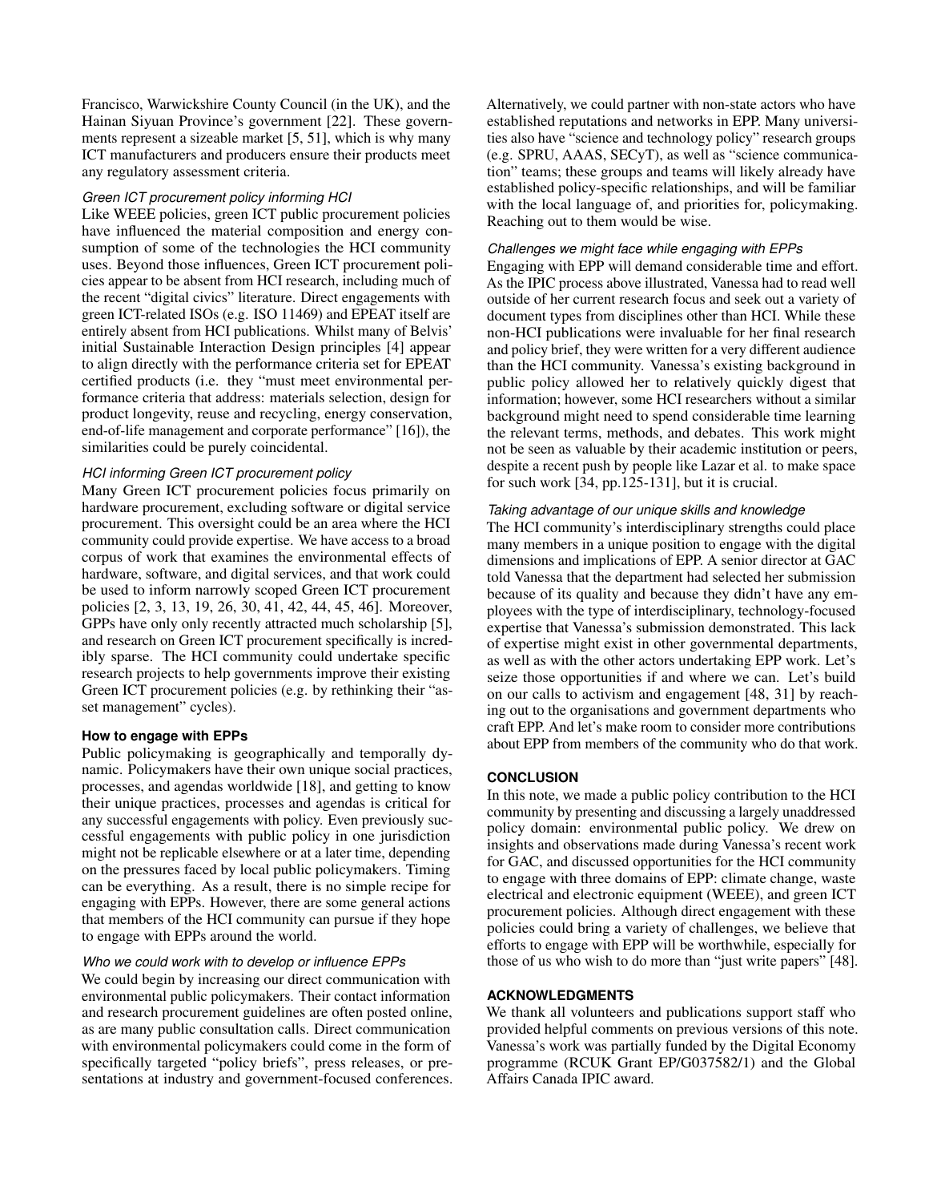Francisco, Warwickshire County Council (in the UK), and the Hainan Siyuan Province's government [22]. These governments represent a sizeable market [5, 51], which is why many ICT manufacturers and producers ensure their products meet any regulatory assessment criteria.

*Green ICT procurement policy informing HCI*

Like WEEE policies, green ICT public procurement policies have influenced the material composition and energy consumption of some of the technologies the HCI community uses. Beyond those influences, Green ICT procurement policies appear to be absent from HCI research, including much of the recent "digital civics" literature. Direct engagements with green ICT-related ISOs (e.g. ISO 11469) and EPEAT itself are entirely absent from HCI publications. Whilst many of Belvis' initial Sustainable Interaction Design principles [4] appear to align directly with the performance criteria set for EPEAT certified products (i.e. they "must meet environmental performance criteria that address: materials selection, design for product longevity, reuse and recycling, energy conservation, end-of-life management and corporate performance" [16]), the similarities could be purely coincidental.

*HCI informing Green ICT procurement policy*

Many Green ICT procurement policies focus primarily on hardware procurement, excluding software or digital service procurement. This oversight could be an area where the HCI community could provide expertise. We have access to a broad corpus of work that examines the environmental effects of hardware, software, and digital services, and that work could be used to inform narrowly scoped Green ICT procurement policies [2, 3, 13, 19, 26, 30, 41, 42, 44, 45, 46]. Moreover, GPPs have only only recently attracted much scholarship [5], and research on Green ICT procurement specifically is incredibly sparse. The HCI community could undertake specific research projects to help governments improve their existing Green ICT procurement policies (e.g. by rethinking their "asset management" cycles).

**How to engage with EPPs**

Public policymaking is geographically and temporally dynamic. Policymakers have their own unique social practices, processes, and agendas worldwide [18], and getting to know their unique practices, processes and agendas is critical for any successful engagements with policy. Even previously successful engagements with public policy in one jurisdiction might not be replicable elsewhere or at a later time, depending on the pressures faced by local public policymakers. Timing can be everything. As a result, there is no simple recipe for engaging with EPPs. However, there are some general actions that members of the HCI community can pursue if they hope to engage with EPPs around the world.

*Who we could work with to develop or influence EPPs*

We could begin by increasing our direct communication with environmental public policymakers. Their contact information and research procurement guidelines are often posted online, as are many public consultation calls. Direct communication with environmental policymakers could come in the form of specifically targeted "policy briefs", press releases, or presentations at industry and government-focused conferences. Alternatively, we could partner with non-state actors who have established reputations and networks in EPP. Many universities also have "science and technology policy" research groups (e.g. SPRU, AAAS, SECyT), as well as "science communication" teams; these groups and teams will likely already have established policy-specific relationships, and will be familiar with the local language of, and priorities for, policymaking. Reaching out to them would be wise.

*Challenges we might face while engaging with EPPs*

Engaging with EPP will demand considerable time and effort. As the IPIC process above illustrated, Vanessa had to read well outside of her current research focus and seek out a variety of document types from disciplines other than HCI. While these non-HCI publications were invaluable for her final research and policy brief, they were written for a very different audience than the HCI community. Vanessa's existing background in public policy allowed her to relatively quickly digest that information; however, some HCI researchers without a similar background might need to spend considerable time learning the relevant terms, methods, and debates. This work might not be seen as valuable by their academic institution or peers, despite a recent push by people like Lazar et al. to make space for such work [34, pp.125-131], but it is crucial.

*Taking advantage of our unique skills and knowledge*

The HCI community's interdisciplinary strengths could place many members in a unique position to engage with the digital dimensions and implications of EPP. A senior director at GAC told Vanessa that the department had selected her submission because of its quality and because they didn't have any employees with the type of interdisciplinary, technology-focused expertise that Vanessa's submission demonstrated. This lack of expertise might exist in other governmental departments, as well as with the other actors undertaking EPP work. Let's seize those opportunities if and where we can. Let's build on our calls to activism and engagement [48, 31] by reaching out to the organisations and government departments who craft EPP. And let's make room to consider more contributions about EPP from members of the community who do that work.

## CONCLUSION

In this note, we made a public policy contribution to the HCI community by presenting and discussing a largely unaddressed policy domain: environmental public policy. We drew on insights and observations made during Vanessa's recent work for GAC, and discussed opportunities for the HCI community to engage with three domains of EPP: climate change, waste electrical and electronic equipment (WEEE), and green ICT procurement policies. Although direct engagement with these policies could bring a variety of challenges, we believe that efforts to engage with EPP will be worthwhile, especially for those of us who wish to do more than "just write papers" [48].

## ACKNOWLEDGMENTS

We thank all volunteers and publications support staff who provided helpful comments on previous versions of this note. Vanessa's work was partially funded by the Digital Economy programme (RCUK Grant EP/G037582/1) and the Global Affairs Canada IPIC award.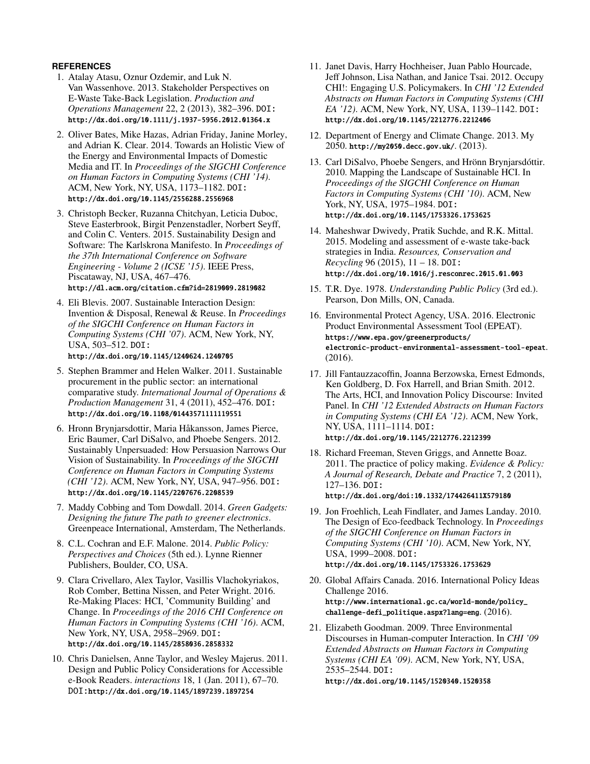## REFERENCES

1. Atalay Atasu, Oznur Ozdemir, and Luk N. Van Wassenhove. 2013. Stakeholder Perspectives on E-Waste Take-Back Legislation. *Production and Operations Management* 22, 2 (2013), 382–396. DOI: http://dx.doi.org/10.1111/j.1937-5956.2012.01364.x

2. Oliver Bates, Mike Hazas, Adrian Friday, Janine Morley, and Adrian K. Clear. 2014. Towards an Holistic View of the Energy and Environmental Impacts of Domestic Media and IT. In *Proceedings of the SIGCHI Conference on Human Factors in Computing Systems (CHI '14)*. ACM, New York, NY, USA, 1173–1182. DOI: http://dx.doi.org/10.1145/2556288.2556968

3. Christoph Becker, Ruzanna Chitchyan, Leticia Duboc, Steve Easterbrook, Birgit Penzenstadler, Norbert Seyff, and Colin C. Venters. 2015. Sustainability Design and Software: The Karlskrona Manifesto. In *Proceedings of the 37th International Conference on Software Engineering - Volume 2 (ICSE '15)*. IEEE Press, Piscataway, NJ, USA, 467–476. http://dl.acm.org/citation.cfm?id=2819009.2819082

4. Eli Blevis. 2007. Sustainable Interaction Design: Invention & Disposal, Renewal & Reuse. In *Proceedings of the SIGCHI Conference on Human Factors in Computing Systems (CHI '07)*. ACM, New York, NY, USA, 503–512. DOI: http://dx.doi.org/10.1145/1240624.1240705

5. Stephen Brammer and Helen Walker. 2011. Sustainable procurement in the public sector: an international comparative study. *International Journal of Operations & Production Management* 31, 4 (2011), 452–476. DOI: http://dx.doi.org/10.1108/01443571111119551

6. Hronn Brynjarsdottir, Maria Håkansson, James Pierce, Eric Baumer, Carl DiSalvo, and Phoebe Sengers. 2012. Sustainably Unpersuaded: How Persuasion Narrows Our Vision of Sustainability. In *Proceedings of the SIGCHI Conference on Human Factors in Computing Systems (CHI '12)*. ACM, New York, NY, USA, 947–956. DOI: http://dx.doi.org/10.1145/2207676.2208539

7. Maddy Cobbing and Tom Dowdall. 2014. *Green Gadgets: Designing the future The path to greener electronics*. Greenpeace International, Amsterdam, The Netherlands.

8. C.L. Cochran and E.F. Malone. 2014. *Public Policy: Perspectives and Choices* (5th ed.). Lynne Rienner Publishers, Boulder, CO, USA.

9. Clara Crivellaro, Alex Taylor, Vasillis Vlachokyriakos, Rob Comber, Bettina Nissen, and Peter Wright. 2016. Re-Making Places: HCI, 'Community Building' and Change. In *Proceedings of the 2016 CHI Conference on Human Factors in Computing Systems (CHI '16)*. ACM, New York, NY, USA, 2958–2969. DOI: http://dx.doi.org/10.1145/2858036.2858332

10. Chris Danielsen, Anne Taylor, and Wesley Majerus. 2011. Design and Public Policy Considerations for Accessible e-Book Readers. *interactions* 18, 1 (Jan. 2011), 67–70. DOI:http://dx.doi.org/10.1145/1897239.1897254

11. Janet Davis, Harry Hochheiser, Juan Pablo Hourcade, Jeff Johnson, Lisa Nathan, and Janice Tsai. 2012. Occupy CHI!: Engaging U.S. Policymakers. In *CHI '12 Extended Abstracts on Human Factors in Computing Systems (CHI EA '12)*. ACM, New York, NY, USA, 1139–1142. DOI: http://dx.doi.org/10.1145/2212776.2212406

12. Department of Energy and Climate Change. 2013. My 2050. http://my2050.decc.gov.uk/. (2013).

13. Carl DiSalvo, Phoebe Sengers, and Hrönn Brynjarsdóttir. 2010. Mapping the Landscape of Sustainable HCI. In *Proceedings of the SIGCHI Conference on Human Factors in Computing Systems (CHI '10)*. ACM, New York, NY, USA, 1975–1984. DOI: http://dx.doi.org/10.1145/1753326.1753625

14. Maheshwar Dwivedy, Pratik Suchde, and R.K. Mittal. 2015. Modeling and assessment of e-waste take-back strategies in India. *Resources, Conservation and Recycling* 96 (2015), 11 – 18. DOI: http://dx.doi.org/10.1016/j.resconrec.2015.01.003

15. T.R. Dye. 1978. *Understanding Public Policy* (3rd ed.). Pearson, Don Mills, ON, Canada.

16. Environmental Protect Agency, USA. 2016. Electronic Product Environmental Assessment Tool (EPEAT). https://www.epa.gov/greenerproducts/electronic-product-environmental-assessment-tool-epeat. (2016).

17. Jill Fantauzzacoffin, Joanna Berzowska, Ernest Edmonds, Ken Goldberg, D. Fox Harrell, and Brian Smith. 2012. The Arts, HCI, and Innovation Policy Discourse: Invited Panel. In *CHI '12 Extended Abstracts on Human Factors in Computing Systems (CHI EA '12)*. ACM, New York, NY, USA, 1111–1114. DOI: http://dx.doi.org/10.1145/2212776.2212399

18. Richard Freeman, Steven Griggs, and Annette Boaz. 2011. The practice of policy making. *Evidence & Policy: A Journal of Research, Debate and Practice* 7, 2 (2011), 127–136. DOI: http://dx.doi.org/doi:10.1332/174426411X579180

19. Jon Froehlich, Leah Findlater, and James Landay. 2010. The Design of Eco-feedback Technology. In *Proceedings of the SIGCHI Conference on Human Factors in Computing Systems (CHI '10)*. ACM, New York, NY, USA, 1999–2008. DOI: http://dx.doi.org/10.1145/1753326.1753629

20. Global Affairs Canada. 2016. International Policy Ideas Challenge 2016. http://www.international.gc.ca/world-monde/policy_challenge-defi_politique.aspx?lang=eng. (2016).

21. Elizabeth Goodman. 2009. Three Environmental Discourses in Human-computer Interaction. In *CHI '09 Extended Abstracts on Human Factors in Computing Systems (CHI EA '09)*. ACM, New York, NY, USA, 2535–2544. DOI: http://dx.doi.org/10.1145/1520340.1520358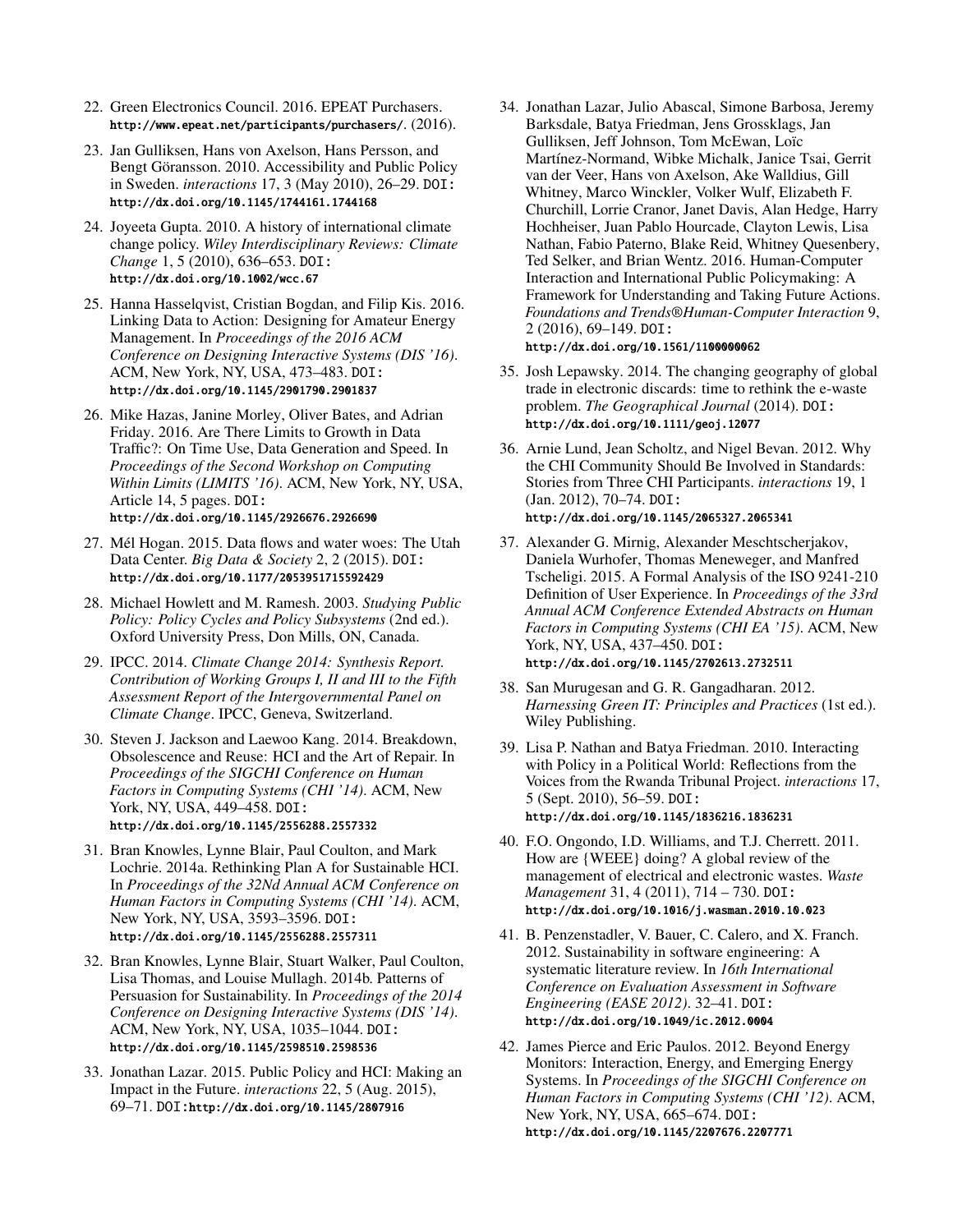22. Green Electronics Council. 2016. EPEAT Purchasers. http://www.epeat.net/participants/purchasers/. (2016).

23. Jan Gulliksen, Hans von Axelson, Hans Persson, and Bengt Göransson. 2010. Accessibility and Public Policy in Sweden. *interactions* 17, 3 (May 2010), 26–29. DOI: http://dx.doi.org/10.1145/1744161.1744168

24. Joyeeta Gupta. 2010. A history of international climate change policy. *Wiley Interdisciplinary Reviews: Climate Change* 1, 5 (2010), 636–653. DOI: http://dx.doi.org/10.1002/wcc.67

25. Hanna Hasselqvist, Cristian Bogdan, and Filip Kis. 2016. Linking Data to Action: Designing for Amateur Energy Management. In *Proceedings of the 2016 ACM Conference on Designing Interactive Systems (DIS '16)*. ACM, New York, NY, USA, 473–483. DOI: http://dx.doi.org/10.1145/2901790.2901837

26. Mike Hazas, Janine Morley, Oliver Bates, and Adrian Friday. 2016. Are There Limits to Growth in Data Traffic?: On Time Use, Data Generation and Speed. In *Proceedings of the Second Workshop on Computing Within Limits (LIMITS '16)*. ACM, New York, NY, USA, Article 14, 5 pages. DOI: http://dx.doi.org/10.1145/2926676.2926690

27. Mél Hogan. 2015. Data flows and water woes: The Utah Data Center. *Big Data & Society* 2, 2 (2015). DOI: http://dx.doi.org/10.1177/2053951715592429

28. Michael Howlett and M. Ramesh. 2003. *Studying Public Policy: Policy Cycles and Policy Subsystems* (2nd ed.). Oxford University Press, Don Mills, ON, Canada.

29. IPCC. 2014. *Climate Change 2014: Synthesis Report. Contribution of Working Groups I, II and III to the Fifth Assessment Report of the Intergovernmental Panel on Climate Change*. IPCC, Geneva, Switzerland.

30. Steven J. Jackson and Laewoo Kang. 2014. Breakdown, Obsolescence and Reuse: HCI and the Art of Repair. In *Proceedings of the SIGCHI Conference on Human Factors in Computing Systems (CHI '14)*. ACM, New York, NY, USA, 449–458. DOI: http://dx.doi.org/10.1145/2556288.2557332

31. Bran Knowles, Lynne Blair, Paul Coulton, and Mark Lochrie. 2014a. Rethinking Plan A for Sustainable HCI. In *Proceedings of the 32Nd Annual ACM Conference on Human Factors in Computing Systems (CHI '14)*. ACM, New York, NY, USA, 3593–3596. DOI: http://dx.doi.org/10.1145/2556288.2557311

32. Bran Knowles, Lynne Blair, Stuart Walker, Paul Coulton, Lisa Thomas, and Louise Mullagh. 2014b. Patterns of Persuasion for Sustainability. In *Proceedings of the 2014 Conference on Designing Interactive Systems (DIS '14)*. ACM, New York, NY, USA, 1035–1044. DOI: http://dx.doi.org/10.1145/2598510.2598536

33. Jonathan Lazar. 2015. Public Policy and HCI: Making an Impact in the Future. *interactions* 22, 5 (Aug. 2015), 69–71. DOI:http://dx.doi.org/10.1145/2807916

34. Jonathan Lazar, Julio Abascal, Simone Barbosa, Jeremy Barksdale, Batya Friedman, Jens Grossklags, Jan Gulliksen, Jeff Johnson, Tom McEwan, Loïc Martínez-Normand, Wibke Michalk, Janice Tsai, Gerrit van der Veer, Hans von Axelson, Ake Walldius, Gill Whitney, Marco Winckler, Volker Wulf, Elizabeth F. Churchill, Lorrie Cranor, Janet Davis, Alan Hedge, Harry Hochheiser, Juan Pablo Hourcade, Clayton Lewis, Lisa Nathan, Fabio Paterno, Blake Reid, Whitney Quesenbery, Ted Selker, and Brian Wentz. 2016. Human-Computer Interaction and International Public Policymaking: A Framework for Understanding and Taking Future Actions. *Foundations and Trends®Human-Computer Interaction* 9, 2 (2016), 69–149. DOI: http://dx.doi.org/10.1561/1100000062

35. Josh Lepawsky. 2014. The changing geography of global trade in electronic discards: time to rethink the e-waste problem. *The Geographical Journal* (2014). DOI: http://dx.doi.org/10.1111/geoj.12077

36. Arnie Lund, Jean Scholtz, and Nigel Bevan. 2012. Why the CHI Community Should Be Involved in Standards: Stories from Three CHI Participants. *interactions* 19, 1 (Jan. 2012), 70–74. DOI: http://dx.doi.org/10.1145/2065327.2065341

37. Alexander G. Mirnig, Alexander Meschtscherjakov, Daniela Wurhofer, Thomas Meneweger, and Manfred Tscheligi. 2015. A Formal Analysis of the ISO 9241-210 Definition of User Experience. In *Proceedings of the 33rd Annual ACM Conference Extended Abstracts on Human Factors in Computing Systems (CHI EA '15)*. ACM, New York, NY, USA, 437–450. DOI: http://dx.doi.org/10.1145/2702613.2732511

38. San Murugesan and G. R. Gangadharan. 2012. *Harnessing Green IT: Principles and Practices* (1st ed.). Wiley Publishing.

39. Lisa P. Nathan and Batya Friedman. 2010. Interacting with Policy in a Political World: Reflections from the Voices from the Rwanda Tribunal Project. *interactions* 17, 5 (Sept. 2010), 56–59. DOI: http://dx.doi.org/10.1145/1836216.1836231

40. F.O. Ongondo, I.D. Williams, and T.J. Cherrett. 2011. How are {WEEE} doing? A global review of the management of electrical and electronic wastes. *Waste Management* 31, 4 (2011), 714 – 730. DOI: http://dx.doi.org/10.1016/j.wasman.2010.10.023

41. B. Penzenstadler, V. Bauer, C. Calero, and X. Franch. 2012. Sustainability in software engineering: A systematic literature review. In *16th International Conference on Evaluation Assessment in Software Engineering (EASE 2012)*. 32–41. DOI: http://dx.doi.org/10.1049/ic.2012.0004

42. James Pierce and Eric Paulos. 2012. Beyond Energy Monitors: Interaction, Energy, and Emerging Energy Systems. In *Proceedings of the SIGCHI Conference on Human Factors in Computing Systems (CHI '12)*. ACM, New York, NY, USA, 665–674. DOI: http://dx.doi.org/10.1145/2207676.2207771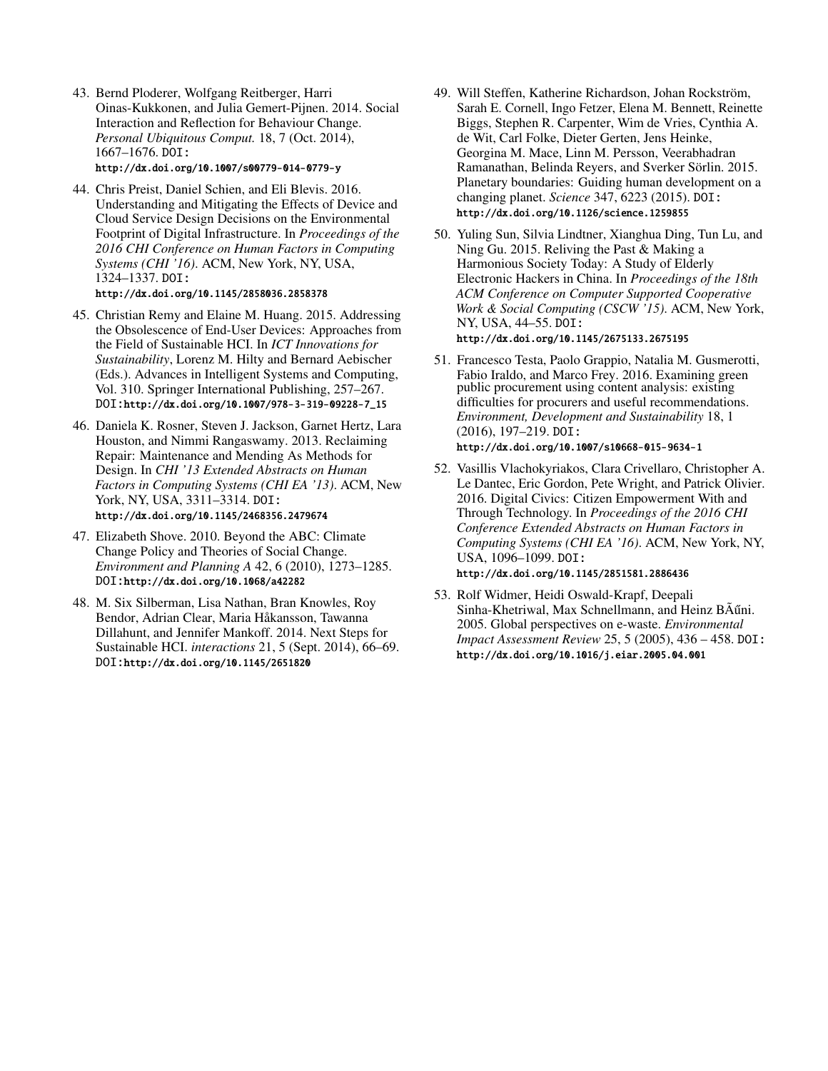43. Bernd Ploderer, Wolfgang Reitberger, Harri Oinas-Kukkonen, and Julia Gemert-Pijnen. 2014. Social Interaction and Reflection for Behaviour Change. *Personal Ubiquitous Comput.* 18, 7 (Oct. 2014), 1667–1676. DOI: http://dx.doi.org/10.1007/s00779-014-0779-y

44. Chris Preist, Daniel Schien, and Eli Blevis. 2016. Understanding and Mitigating the Effects of Device and Cloud Service Design Decisions on the Environmental Footprint of Digital Infrastructure. In *Proceedings of the 2016 CHI Conference on Human Factors in Computing Systems (CHI '16)*. ACM, New York, NY, USA, 1324–1337. DOI: http://dx.doi.org/10.1145/2858036.2858378

45. Christian Remy and Elaine M. Huang. 2015. Addressing the Obsolescence of End-User Devices: Approaches from the Field of Sustainable HCI. In *ICT Innovations for Sustainability*, Lorenz M. Hilty and Bernard Aebischer (Eds.). Advances in Intelligent Systems and Computing, Vol. 310. Springer International Publishing, 257–267. DOI:http://dx.doi.org/10.1007/978-3-319-09228-7_15

46. Daniela K. Rosner, Steven J. Jackson, Garnet Hertz, Lara Houston, and Nimmi Rangaswamy. 2013. Reclaiming Repair: Maintenance and Mending As Methods for Design. In *CHI '13 Extended Abstracts on Human Factors in Computing Systems (CHI EA '13)*. ACM, New York, NY, USA, 3311–3314. DOI: http://dx.doi.org/10.1145/2468356.2479674

47. Elizabeth Shove. 2010. Beyond the ABC: Climate Change Policy and Theories of Social Change. *Environment and Planning A* 42, 6 (2010), 1273–1285. DOI:http://dx.doi.org/10.1068/a42282

48. M. Six Silberman, Lisa Nathan, Bran Knowles, Roy Bendor, Adrian Clear, Maria Håkansson, Tawanna Dillahunt, and Jennifer Mankoff. 2014. Next Steps for Sustainable HCI. *interactions* 21, 5 (Sept. 2014), 66–69. DOI:http://dx.doi.org/10.1145/2651820

49. Will Steffen, Katherine Richardson, Johan Rockström, Sarah E. Cornell, Ingo Fetzer, Elena M. Bennett, Reinette Biggs, Stephen R. Carpenter, Wim de Vries, Cynthia A. de Wit, Carl Folke, Dieter Gerten, Jens Heinke, Georgina M. Mace, Linn M. Persson, Veerabhadran Ramanathan, Belinda Reyers, and Sverker Sörlin. 2015. Planetary boundaries: Guiding human development on a changing planet. *Science* 347, 6223 (2015). DOI: http://dx.doi.org/10.1126/science.1259855

50. Yuling Sun, Silvia Lindtner, Xianghua Ding, Tun Lu, and Ning Gu. 2015. Reliving the Past & Making a Harmonious Society Today: A Study of Elderly Electronic Hackers in China. In *Proceedings of the 18th ACM Conference on Computer Supported Cooperative Work & Social Computing (CSCW '15)*. ACM, New York, NY, USA, 44–55. DOI: http://dx.doi.org/10.1145/2675133.2675195

51. Francesco Testa, Paolo Grappio, Natalia M. Gusmerotti, Fabio Iraldo, and Marco Frey. 2016. Examining green public procurement using content analysis: existing difficulties for procurers and useful recommendations. *Environment, Development and Sustainability* 18, 1 (2016), 197–219. DOI: http://dx.doi.org/10.1007/s10668-015-9634-1

52. Vasillis Vlachokyriakos, Clara Crivellaro, Christopher A. Le Dantec, Eric Gordon, Pete Wright, and Patrick Olivier. 2016. Digital Civics: Citizen Empowerment With and Through Technology. In *Proceedings of the 2016 CHI Conference Extended Abstracts on Human Factors in Computing Systems (CHI EA '16)*. ACM, New York, NY, USA, 1096–1099. DOI: http://dx.doi.org/10.1145/2851581.2886436

53. Rolf Widmer, Heidi Oswald-Krapf, Deepali Sinha-Khetriwal, Max Schnellmann, and Heinz BÃűni. 2005. Global perspectives on e-waste. *Environmental Impact Assessment Review* 25, 5 (2005), 436 – 458. DOI: http://dx.doi.org/10.1016/j.eiar.2005.04.001